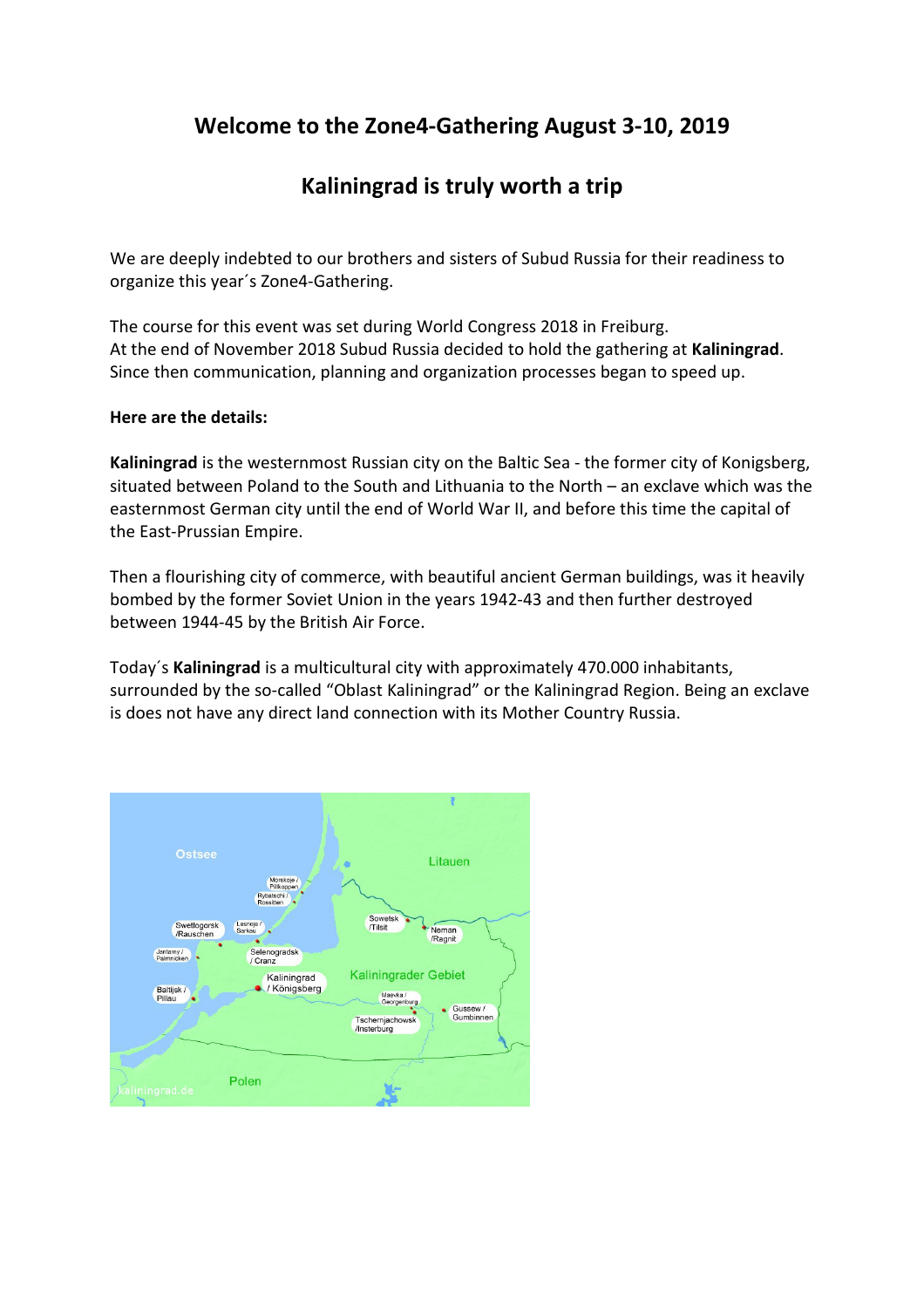# Welcome to the Zone4-Gathering August 3-10, 2019

## Kaliningrad is truly worth a trip

We are deeply indebted to our brothers and sisters of Subud Russia for their readiness to organize this year´s Zone4-Gathering.

The course for this event was set during World Congress 2018 in Freiburg.
At the end of November 2018 Subud Russia decided to hold the gathering at **Kaliningrad**.
Since then communication, planning and organization processes began to speed up.

**Here are the details:**

**Kaliningrad** is the westernmost Russian city on the Baltic Sea - the former city of Konigsberg, situated between Poland to the South and Lithuania to the North – an exclave which was the easternmost German city until the end of World War II, and before this time the capital of the East-Prussian Empire.

Then a flourishing city of commerce, with beautiful ancient German buildings, was it heavily bombed by the former Soviet Union in the years 1942-43 and then further destroyed between 1944-45 by the British Air Force.

Today´s **Kaliningrad** is a multicultural city with approximately 470.000 inhabitants, surrounded by the so-called "Oblast Kaliningrad" or the Kaliningrad Region. Being an exclave is does not have any direct land connection with its Mother Country Russia.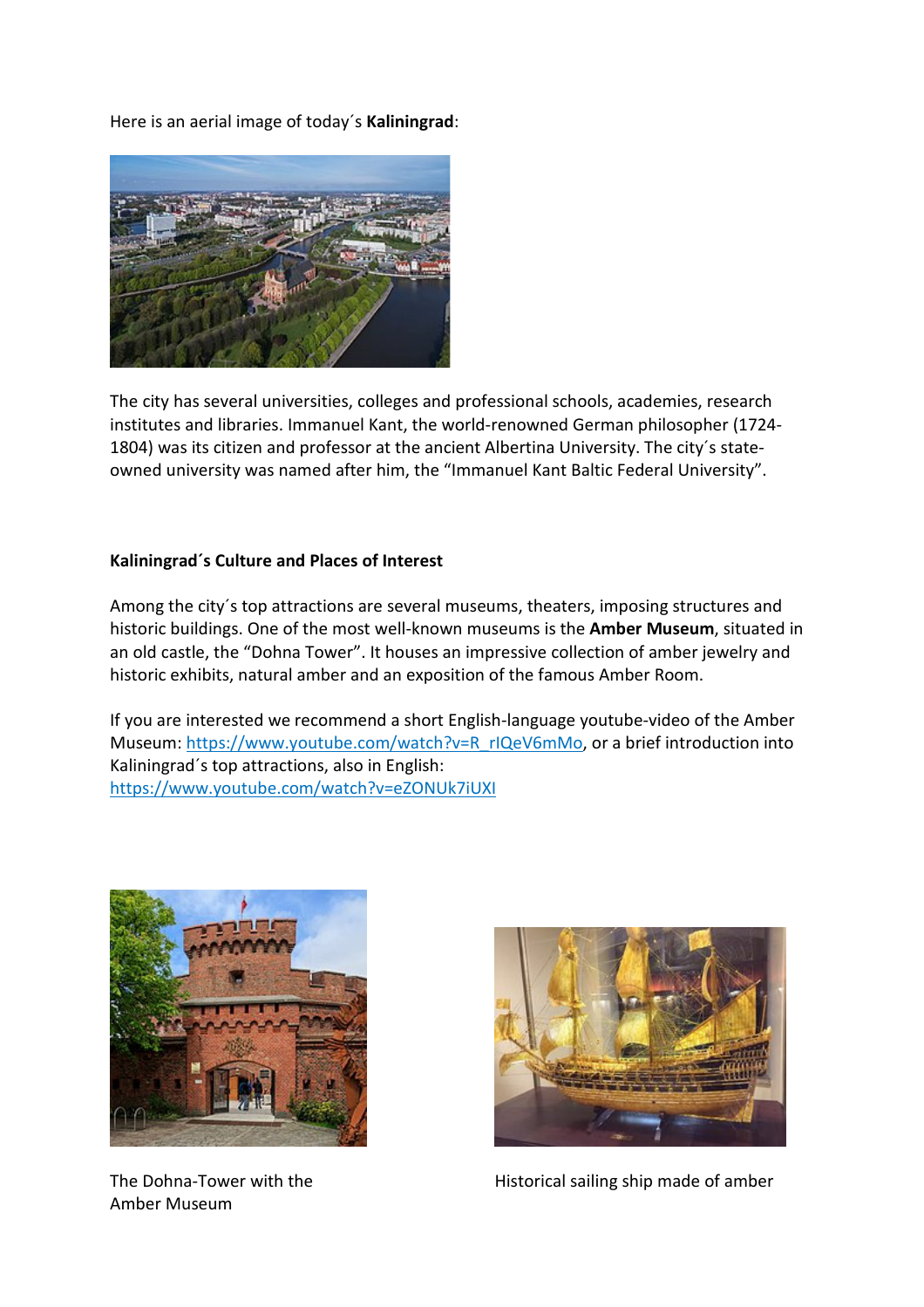Here is an aerial image of today´s **Kaliningrad**:

The city has several universities, colleges and professional schools, academies, research institutes and libraries. Immanuel Kant, the world-renowned German philosopher (1724-1804) was its citizen and professor at the ancient Albertina University. The city´s state-owned university was named after him, the “Immanuel Kant Baltic Federal University”.

**Kaliningrad´s Culture and Places of Interest**

Among the city´s top attractions are several museums, theaters, imposing structures and historic buildings. One of the most well-known museums is the **Amber Museum**, situated in an old castle, the “Dohna Tower”. It houses an impressive collection of amber jewelry and historic exhibits, natural amber and an exposition of the famous Amber Room.

If you are interested we recommend a short English-language youtube-video of the Amber Museum: https://www.youtube.com/watch?v=R_rIQeV6mMo, or a brief introduction into Kaliningrad´s top attractions, also in English: https://www.youtube.com/watch?v=eZONUk7iUXI

The Dohna-Tower with the Amber Museum

Historical sailing ship made of amber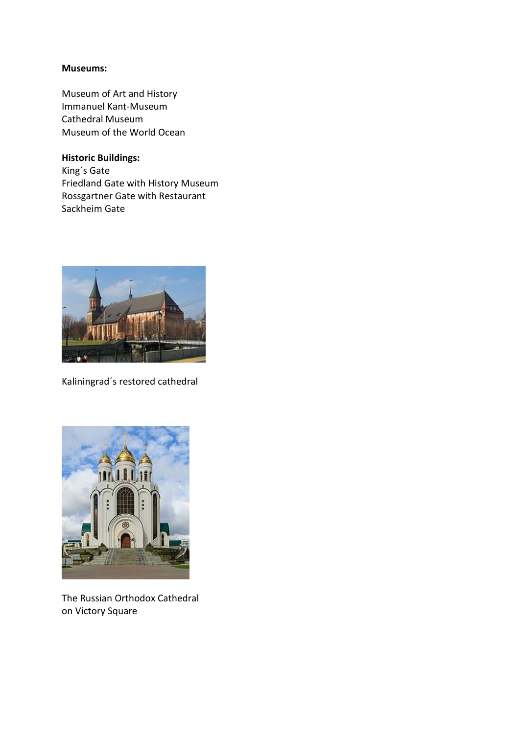**Museums:**

Museum of Art and History
Immanuel Kant-Museum
Cathedral Museum
Museum of the World Ocean

**Historic Buildings:**
King´s Gate
Friedland Gate with History Museum
Rossgartner Gate with Restaurant
Sackheim Gate

Kaliningrad´s restored cathedral

The Russian Orthodox Cathedral
on Victory Square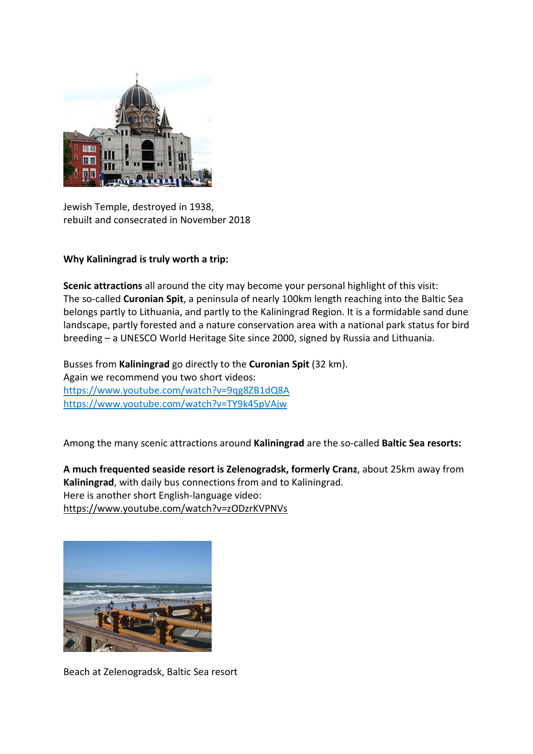Jewish Temple, destroyed in 1938,
rebuilt and consecrated in November 2018

**Why Kaliningrad is truly worth a trip:**

**Scenic attractions** all around the city may become your personal highlight of this visit: The so-called **Curonian Spit**, a peninsula of nearly 100km length reaching into the Baltic Sea belongs partly to Lithuania, and partly to the Kaliningrad Region. It is a formidable sand dune landscape, partly forested and a nature conservation area with a national park status for bird breeding – a UNESCO World Heritage Site since 2000, signed by Russia and Lithuania.

Busses from **Kaliningrad** go directly to the **Curonian Spit** (32 km).
Again we recommend you two short videos:
https://www.youtube.com/watch?v=9qg8ZB1dQ8A
https://www.youtube.com/watch?v=TY9k45pVAjw

Among the many scenic attractions around **Kaliningrad** are the so-called **Baltic Sea resorts:**

**A much frequented seaside resort is Zelenogradsk, formerly Cranz**, about 25km away from **Kaliningrad**, with daily bus connections from and to Kaliningrad.
Here is another short English-language video:
https://www.youtube.com/watch?v=zODzrKVPNVs

Beach at Zelenogradsk, Baltic Sea resort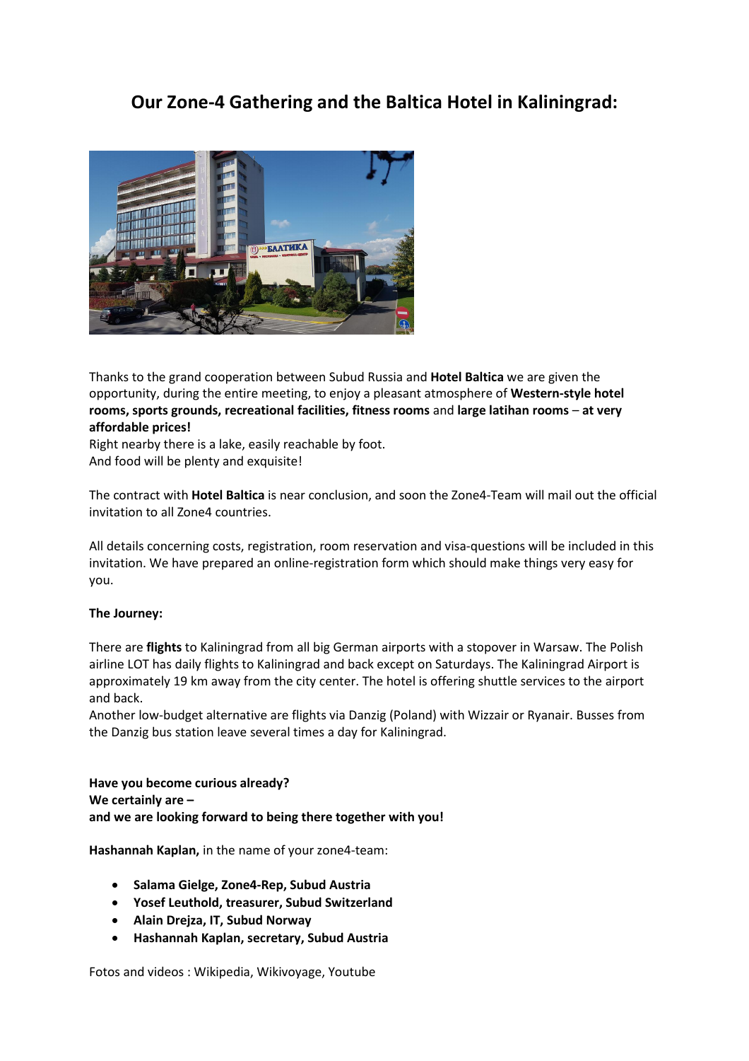# Our Zone-4 Gathering and the Baltica Hotel in Kaliningrad:

Thanks to the grand cooperation between Subud Russia and **Hotel Baltica** we are given the opportunity, during the entire meeting, to enjoy a pleasant atmosphere of **Western-style hotel rooms, sports grounds, recreational facilities, fitness rooms** and **large latihan rooms** – **at very affordable prices!**
Right nearby there is a lake, easily reachable by foot.
And food will be plenty and exquisite!

The contract with **Hotel Baltica** is near conclusion, and soon the Zone4-Team will mail out the official invitation to all Zone4 countries.

All details concerning costs, registration, room reservation and visa-questions will be included in this invitation. We have prepared an online-registration form which should make things very easy for you.

**The Journey:**

There are **flights** to Kaliningrad from all big German airports with a stopover in Warsaw. The Polish airline LOT has daily flights to Kaliningrad and back except on Saturdays. The Kaliningrad Airport is approximately 19 km away from the city center. The hotel is offering shuttle services to the airport and back.
Another low-budget alternative are flights via Danzig (Poland) with Wizzair or Ryanair. Busses from the Danzig bus station leave several times a day for Kaliningrad.

**Have you become curious already?**
**We certainly are –**
**and we are looking forward to being there together with you!**

**Hashannah Kaplan,** in the name of your zone4-team:

- **Salama Gielge, Zone4-Rep, Subud Austria**
- **Yosef Leuthold, treasurer, Subud Switzerland**
- **Alain Drejza, IT, Subud Norway**
- **Hashannah Kaplan, secretary, Subud Austria**

Fotos and videos : Wikipedia, Wikivoyage, Youtube